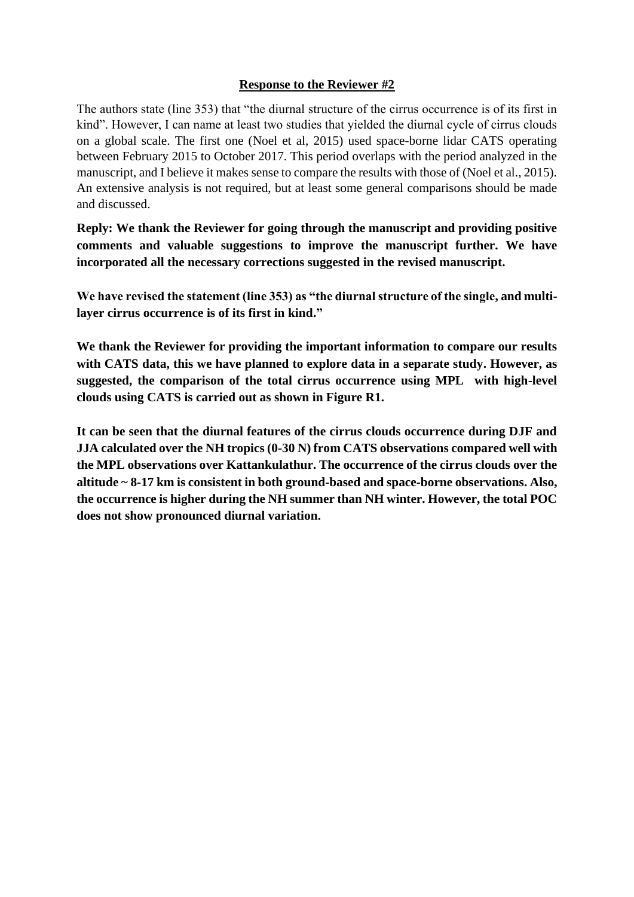**<u>Response to the Reviewer #2</u>**

The authors state (line 353) that "the diurnal structure of the cirrus occurrence is of its first in kind". However, I can name at least two studies that yielded the diurnal cycle of cirrus clouds on a global scale. The first one (Noel et al, 2015) used space-borne lidar CATS operating between February 2015 to October 2017. This period overlaps with the period analyzed in the manuscript, and I believe it makes sense to compare the results with those of (Noel et al., 2015). An extensive analysis is not required, but at least some general comparisons should be made and discussed.

**Reply: We thank the Reviewer for going through the manuscript and providing positive comments and valuable suggestions to improve the manuscript further. We have incorporated all the necessary corrections suggested in the revised manuscript.**

**We have revised the statement (line 353) as "the diurnal structure of the single, and multi-layer cirrus occurrence is of its first in kind."**

**We thank the Reviewer for providing the important information to compare our results with CATS data, this we have planned to explore data in a separate study. However, as suggested, the comparison of the total cirrus occurrence using MPL with high-level clouds using CATS is carried out as shown in Figure R1.**

**It can be seen that the diurnal features of the cirrus clouds occurrence during DJF and JJA calculated over the NH tropics (0-30 N) from CATS observations compared well with the MPL observations over Kattankulathur. The occurrence of the cirrus clouds over the altitude ~ 8-17 km is consistent in both ground-based and space-borne observations. Also, the occurrence is higher during the NH summer than NH winter. However, the total POC does not show pronounced diurnal variation.**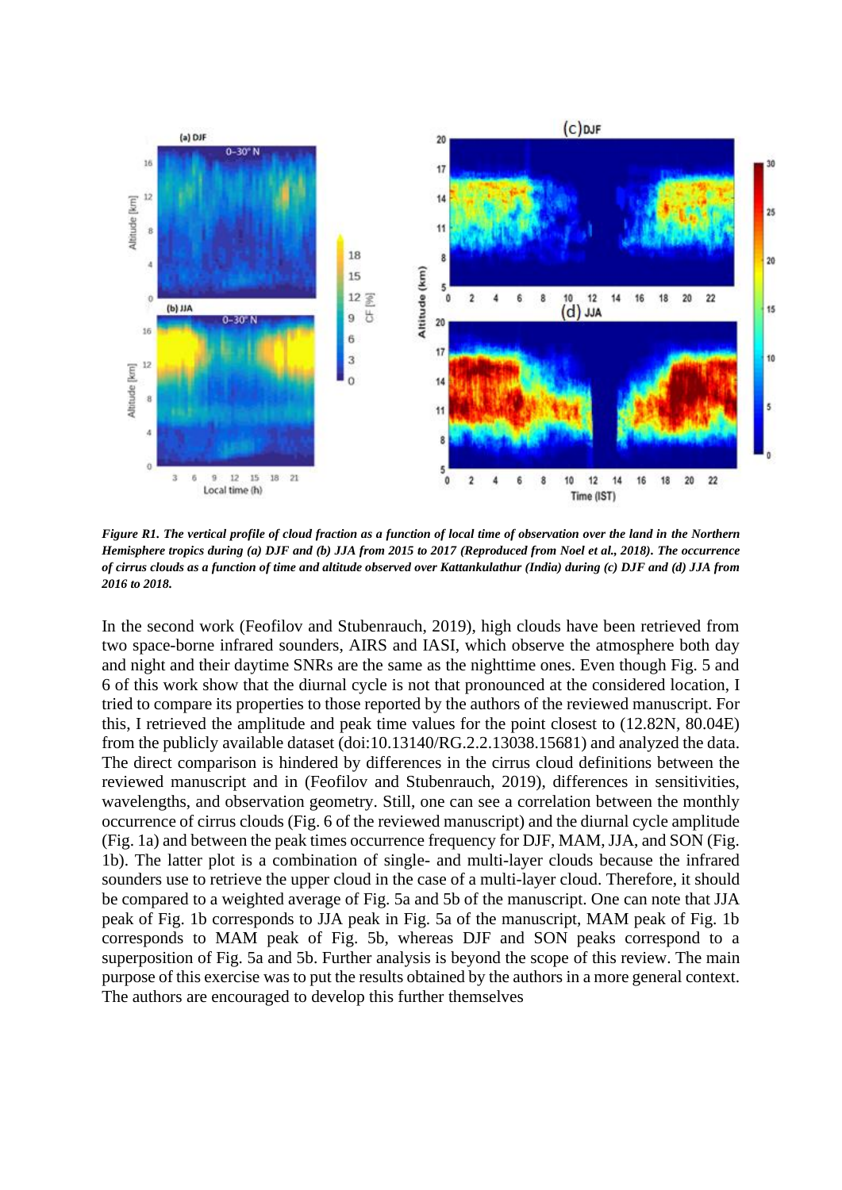*Figure R1. The vertical profile of cloud fraction as a function of local time of observation over the land in the Northern Hemisphere tropics during (a) DJF and (b) JJA from 2015 to 2017 (Reproduced from Noel et al., 2018). The occurrence of cirrus clouds as a function of time and altitude observed over Kattankulathur (India) during (c) DJF and (d) JJA from 2016 to 2018.*

In the second work (Feofilov and Stubenrauch, 2019), high clouds have been retrieved from two space-borne infrared sounders, AIRS and IASI, which observe the atmosphere both day and night and their daytime SNRs are the same as the nighttime ones. Even though Fig. 5 and 6 of this work show that the diurnal cycle is not that pronounced at the considered location, I tried to compare its properties to those reported by the authors of the reviewed manuscript. For this, I retrieved the amplitude and peak time values for the point closest to (12.82N, 80.04E) from the publicly available dataset (doi:10.13140/RG.2.2.13038.15681) and analyzed the data. The direct comparison is hindered by differences in the cirrus cloud definitions between the reviewed manuscript and in (Feofilov and Stubenrauch, 2019), differences in sensitivities, wavelengths, and observation geometry. Still, one can see a correlation between the monthly occurrence of cirrus clouds (Fig. 6 of the reviewed manuscript) and the diurnal cycle amplitude (Fig. 1a) and between the peak times occurrence frequency for DJF, MAM, JJA, and SON (Fig. 1b). The latter plot is a combination of single- and multi-layer clouds because the infrared sounders use to retrieve the upper cloud in the case of a multi-layer cloud. Therefore, it should be compared to a weighted average of Fig. 5a and 5b of the manuscript. One can note that JJA peak of Fig. 1b corresponds to JJA peak in Fig. 5a of the manuscript, MAM peak of Fig. 1b corresponds to MAM peak of Fig. 5b, whereas DJF and SON peaks correspond to a superposition of Fig. 5a and 5b. Further analysis is beyond the scope of this review. The main purpose of this exercise was to put the results obtained by the authors in a more general context. The authors are encouraged to develop this further themselves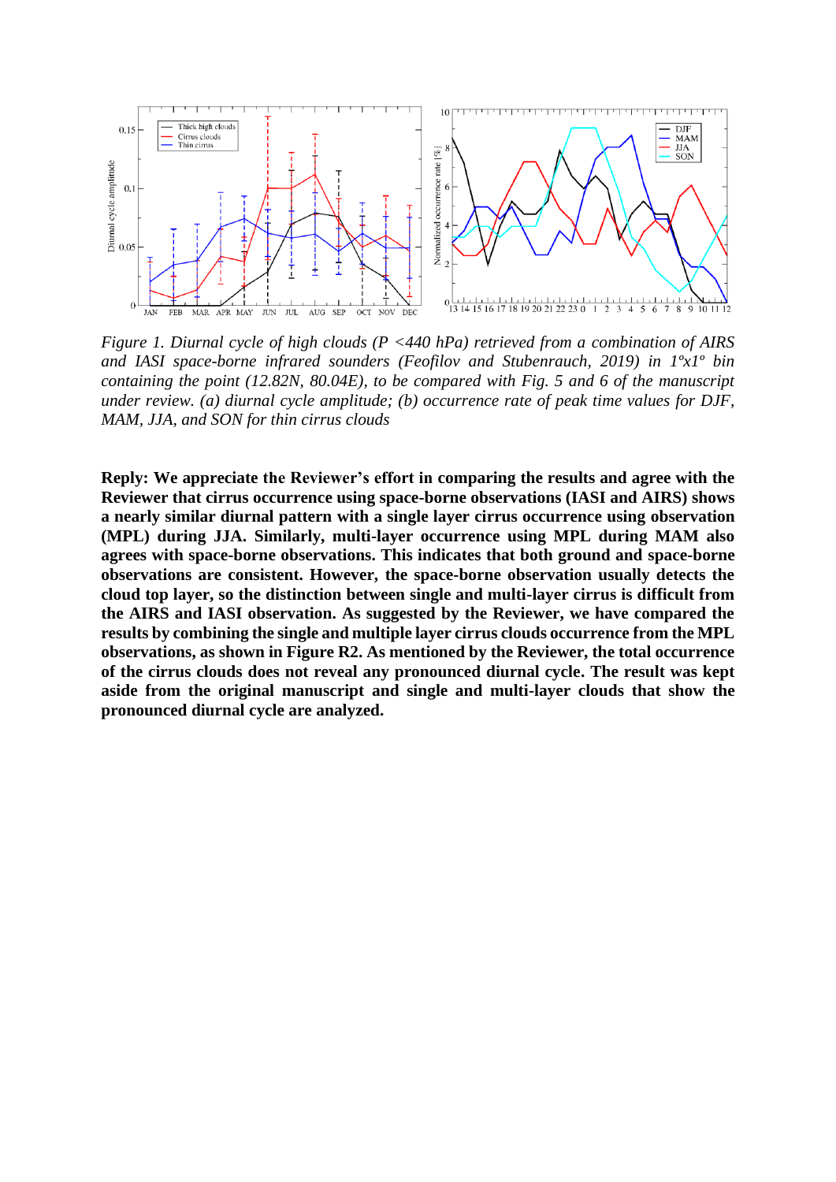*Figure 1. Diurnal cycle of high clouds (P <440 hPa) retrieved from a combination of AIRS and IASI space-borne infrared sounders (Feofilov and Stubenrauch, 2019) in 1ºx1º bin containing the point (12.82N, 80.04E), to be compared with Fig. 5 and 6 of the manuscript under review. (a) diurnal cycle amplitude; (b) occurrence rate of peak time values for DJF, MAM, JJA, and SON for thin cirrus clouds*

**Reply: We appreciate the Reviewer's effort in comparing the results and agree with the Reviewer that cirrus occurrence using space-borne observations (IASI and AIRS) shows a nearly similar diurnal pattern with a single layer cirrus occurrence using observation (MPL) during JJA. Similarly, multi-layer occurrence using MPL during MAM also agrees with space-borne observations. This indicates that both ground and space-borne observations are consistent. However, the space-borne observation usually detects the cloud top layer, so the distinction between single and multi-layer cirrus is difficult from the AIRS and IASI observation. As suggested by the Reviewer, we have compared the results by combining the single and multiple layer cirrus clouds occurrence from the MPL observations, as shown in Figure R2. As mentioned by the Reviewer, the total occurrence of the cirrus clouds does not reveal any pronounced diurnal cycle. The result was kept aside from the original manuscript and single and multi-layer clouds that show the pronounced diurnal cycle are analyzed.**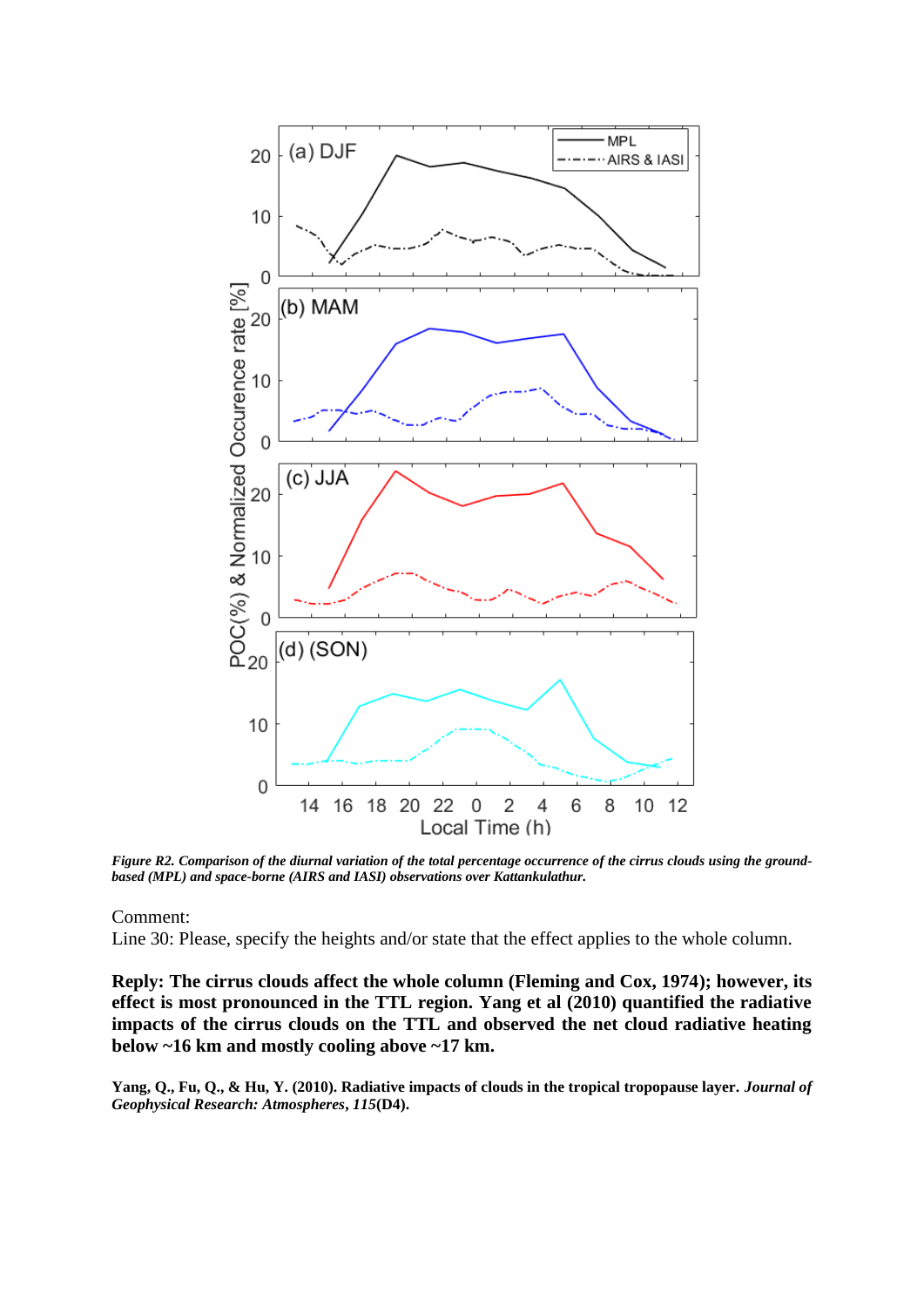*Figure R2. Comparison of the diurnal variation of the total percentage occurrence of the cirrus clouds using the ground-based (MPL) and space-borne (AIRS and IASI) observations over Kattankulathur.*

Comment:

Line 30: Please, specify the heights and/or state that the effect applies to the whole column.

**Reply: The cirrus clouds affect the whole column (Fleming and Cox, 1974); however, its effect is most pronounced in the TTL region. Yang et al (2010) quantified the radiative impacts of the cirrus clouds on the TTL and observed the net cloud radiative heating below ~16 km and mostly cooling above ~17 km.**

**Yang, Q., Fu, Q., & Hu, Y. (2010). Radiative impacts of clouds in the tropical tropopause layer. *Journal of Geophysical Research: Atmospheres*, *115*(D4).**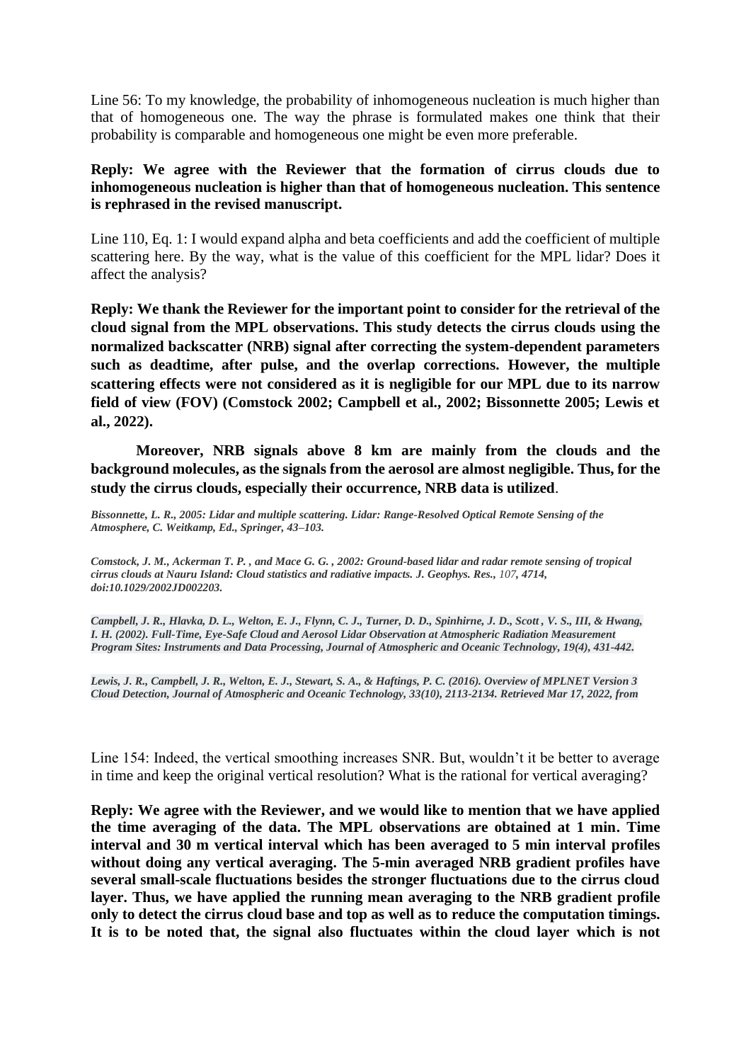Line 56: To my knowledge, the probability of inhomogeneous nucleation is much higher than that of homogeneous one. The way the phrase is formulated makes one think that their probability is comparable and homogeneous one might be even more preferable.

**Reply: We agree with the Reviewer that the formation of cirrus clouds due to inhomogeneous nucleation is higher than that of homogeneous nucleation. This sentence is rephrased in the revised manuscript.**

Line 110, Eq. 1: I would expand alpha and beta coefficients and add the coefficient of multiple scattering here. By the way, what is the value of this coefficient for the MPL lidar? Does it affect the analysis?

**Reply: We thank the Reviewer for the important point to consider for the retrieval of the cloud signal from the MPL observations. This study detects the cirrus clouds using the normalized backscatter (NRB) signal after correcting the system-dependent parameters such as deadtime, after pulse, and the overlap corrections. However, the multiple scattering effects were not considered as it is negligible for our MPL due to its narrow field of view (FOV) (Comstock 2002; Campbell et al., 2002; Bissonnette 2005; Lewis et al., 2022).**

**Moreover, NRB signals above 8 km are mainly from the clouds and the background molecules, as the signals from the aerosol are almost negligible. Thus, for the study the cirrus clouds, especially their occurrence, NRB data is utilized**.

***Bissonnette, L. R., 2005: Lidar and multiple scattering. Lidar: Range-Resolved Optical Remote Sensing of the Atmosphere, C. Weitkamp, Ed., Springer, 43–103.***

***Comstock, J. M., Ackerman T. P. , and Mace G. G. , 2002: Ground-based lidar and radar remote sensing of tropical cirrus clouds at Nauru Island: Cloud statistics and radiative impacts. J. Geophys. Res., 107, 4714, doi:10.1029/2002JD002203.***

***Campbell, J. R., Hlavka, D. L., Welton, E. J., Flynn, C. J., Turner, D. D., Spinhirne, J. D., Scott , V. S., III, & Hwang, I. H. (2002). Full-Time, Eye-Safe Cloud and Aerosol Lidar Observation at Atmospheric Radiation Measurement Program Sites: Instruments and Data Processing, Journal of Atmospheric and Oceanic Technology, 19(4), 431-442.***

***Lewis, J. R., Campbell, J. R., Welton, E. J., Stewart, S. A., & Haftings, P. C. (2016). Overview of MPLNET Version 3 Cloud Detection, Journal of Atmospheric and Oceanic Technology, 33(10), 2113-2134. Retrieved Mar 17, 2022, from***

Line 154: Indeed, the vertical smoothing increases SNR. But, wouldn't it be better to average in time and keep the original vertical resolution? What is the rational for vertical averaging?

**Reply: We agree with the Reviewer, and we would like to mention that we have applied the time averaging of the data. The MPL observations are obtained at 1 min. Time interval and 30 m vertical interval which has been averaged to 5 min interval profiles without doing any vertical averaging. The 5-min averaged NRB gradient profiles have several small-scale fluctuations besides the stronger fluctuations due to the cirrus cloud layer. Thus, we have applied the running mean averaging to the NRB gradient profile only to detect the cirrus cloud base and top as well as to reduce the computation timings. It is to be noted that, the signal also fluctuates within the cloud layer which is not**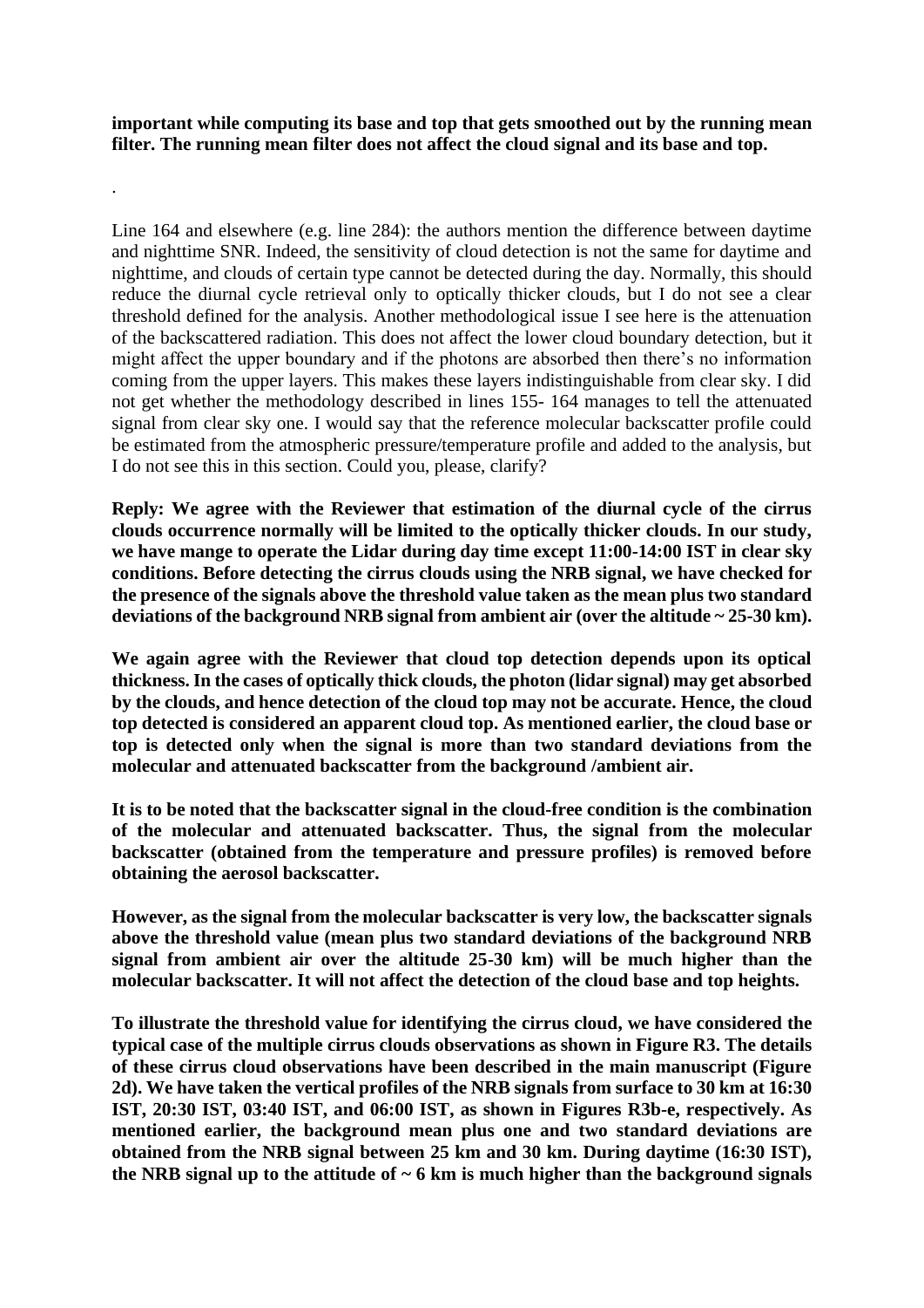**important while computing its base and top that gets smoothed out by the running mean filter. The running mean filter does not affect the cloud signal and its base and top.**

.

Line 164 and elsewhere (e.g. line 284): the authors mention the difference between daytime and nighttime SNR. Indeed, the sensitivity of cloud detection is not the same for daytime and nighttime, and clouds of certain type cannot be detected during the day. Normally, this should reduce the diurnal cycle retrieval only to optically thicker clouds, but I do not see a clear threshold defined for the analysis. Another methodological issue I see here is the attenuation of the backscattered radiation. This does not affect the lower cloud boundary detection, but it might affect the upper boundary and if the photons are absorbed then there's no information coming from the upper layers. This makes these layers indistinguishable from clear sky. I did not get whether the methodology described in lines 155- 164 manages to tell the attenuated signal from clear sky one. I would say that the reference molecular backscatter profile could be estimated from the atmospheric pressure/temperature profile and added to the analysis, but I do not see this in this section. Could you, please, clarify?

**Reply: We agree with the Reviewer that estimation of the diurnal cycle of the cirrus clouds occurrence normally will be limited to the optically thicker clouds. In our study, we have mange to operate the Lidar during day time except 11:00-14:00 IST in clear sky conditions. Before detecting the cirrus clouds using the NRB signal, we have checked for the presence of the signals above the threshold value taken as the mean plus two standard deviations of the background NRB signal from ambient air (over the altitude ~ 25-30 km).**

**We again agree with the Reviewer that cloud top detection depends upon its optical thickness. In the cases of optically thick clouds, the photon (lidar signal) may get absorbed by the clouds, and hence detection of the cloud top may not be accurate. Hence, the cloud top detected is considered an apparent cloud top. As mentioned earlier, the cloud base or top is detected only when the signal is more than two standard deviations from the molecular and attenuated backscatter from the background /ambient air.**

**It is to be noted that the backscatter signal in the cloud-free condition is the combination of the molecular and attenuated backscatter. Thus, the signal from the molecular backscatter (obtained from the temperature and pressure profiles) is removed before obtaining the aerosol backscatter.**

**However, as the signal from the molecular backscatter is very low, the backscatter signals above the threshold value (mean plus two standard deviations of the background NRB signal from ambient air over the altitude 25-30 km) will be much higher than the molecular backscatter. It will not affect the detection of the cloud base and top heights.**

**To illustrate the threshold value for identifying the cirrus cloud, we have considered the typical case of the multiple cirrus clouds observations as shown in Figure R3. The details of these cirrus cloud observations have been described in the main manuscript (Figure 2d). We have taken the vertical profiles of the NRB signals from surface to 30 km at 16:30 IST, 20:30 IST, 03:40 IST, and 06:00 IST, as shown in Figures R3b-e, respectively. As mentioned earlier, the background mean plus one and two standard deviations are obtained from the NRB signal between 25 km and 30 km. During daytime (16:30 IST), the NRB signal up to the attitude of ~ 6 km is much higher than the background signals**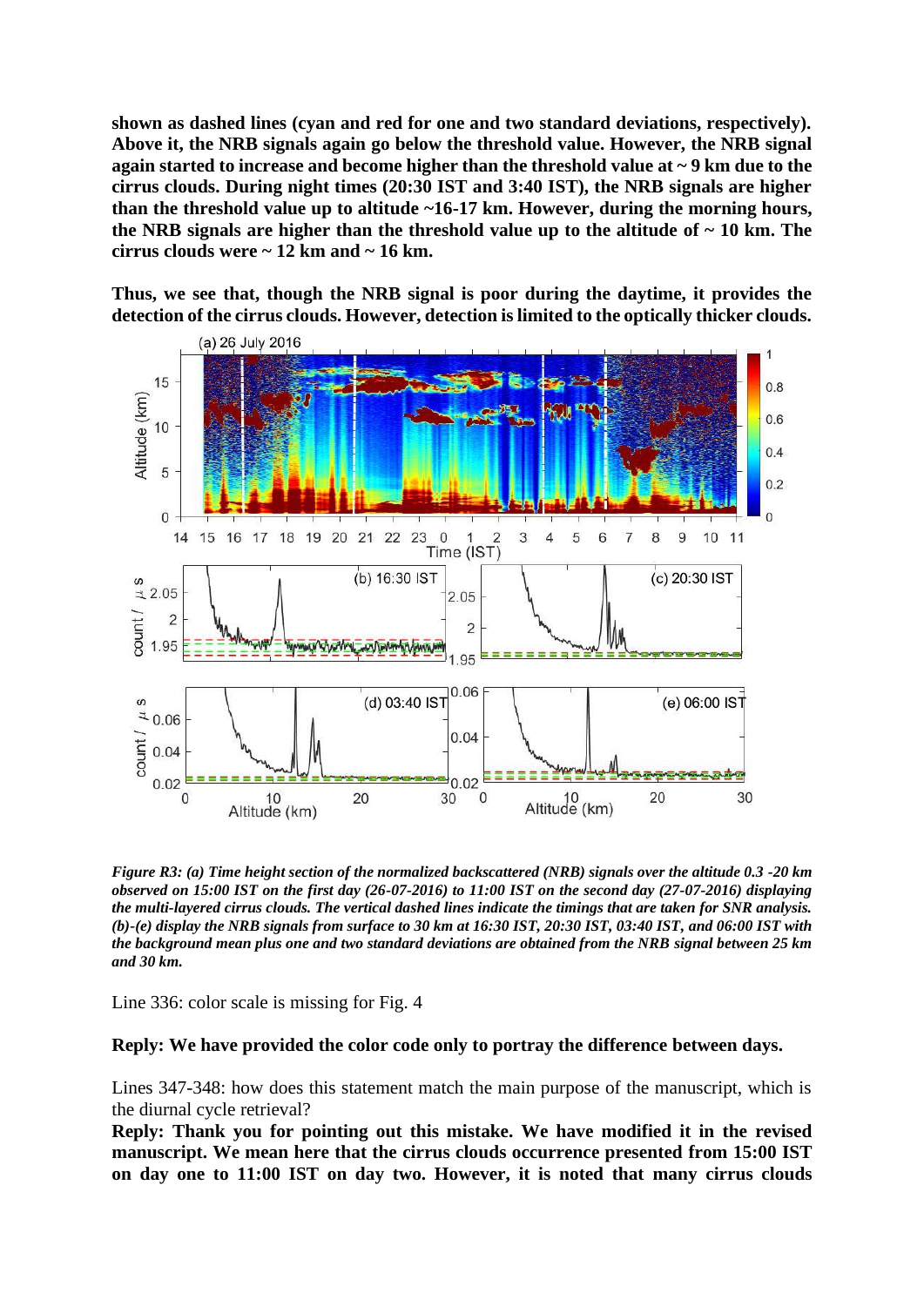**shown as dashed lines (cyan and red for one and two standard deviations, respectively). Above it, the NRB signals again go below the threshold value. However, the NRB signal again started to increase and become higher than the threshold value at ~ 9 km due to the cirrus clouds. During night times (20:30 IST and 3:40 IST), the NRB signals are higher than the threshold value up to altitude ~16-17 km. However, during the morning hours, the NRB signals are higher than the threshold value up to the altitude of ~ 10 km. The cirrus clouds were ~ 12 km and ~ 16 km.**

**Thus, we see that, though the NRB signal is poor during the daytime, it provides the detection of the cirrus clouds. However, detection is limited to the optically thicker clouds.**

***Figure R3: (a) Time height section of the normalized backscattered (NRB) signals over the altitude 0.3 -20 km observed on 15:00 IST on the first day (26-07-2016) to 11:00 IST on the second day (27-07-2016) displaying the multi-layered cirrus clouds. The vertical dashed lines indicate the timings that are taken for SNR analysis. (b)-(e) display the NRB signals from surface to 30 km at 16:30 IST, 20:30 IST, 03:40 IST, and 06:00 IST with the background mean plus one and two standard deviations are obtained from the NRB signal between 25 km and 30 km.***

Line 336: color scale is missing for Fig. 4

**Reply: We have provided the color code only to portray the difference between days.**

Lines 347-348: how does this statement match the main purpose of the manuscript, which is the diurnal cycle retrieval?

**Reply: Thank you for pointing out this mistake. We have modified it in the revised manuscript. We mean here that the cirrus clouds occurrence presented from 15:00 IST on day one to 11:00 IST on day two. However, it is noted that many cirrus clouds**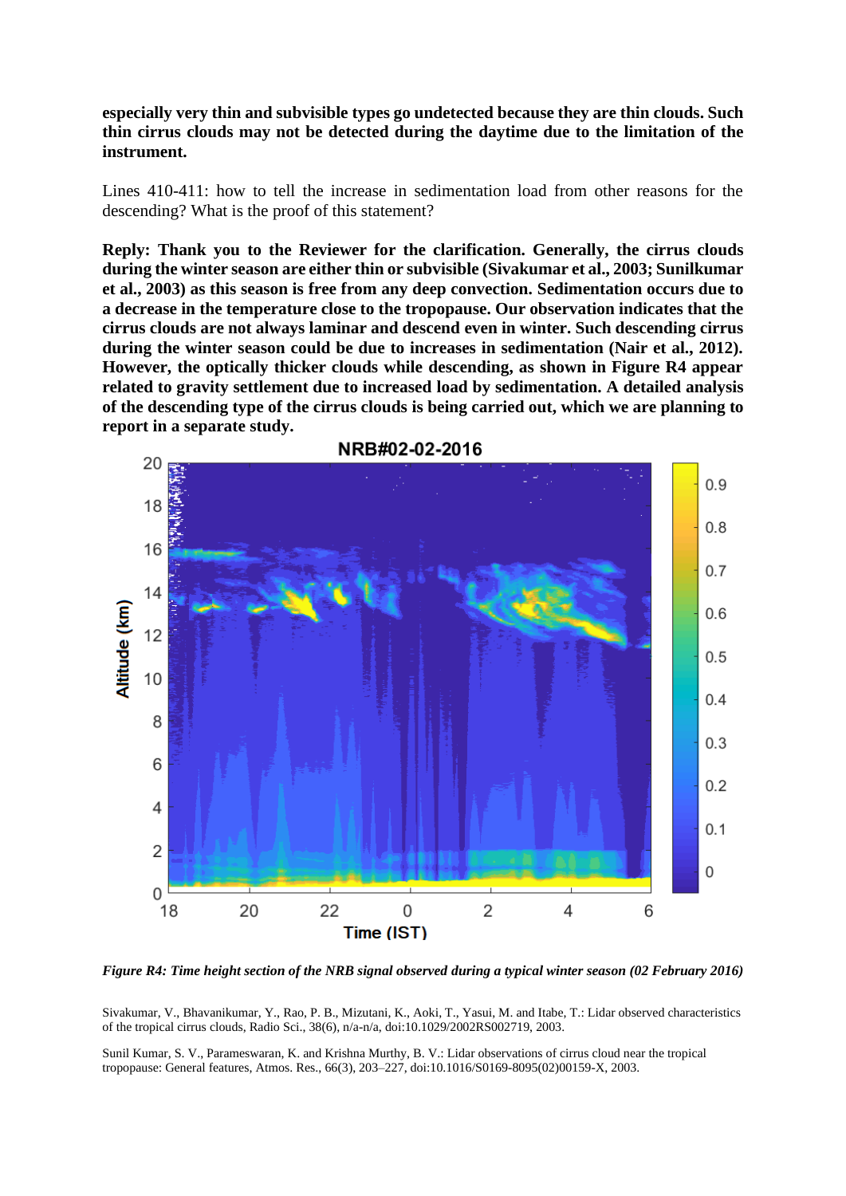**especially very thin and subvisible types go undetected because they are thin clouds. Such thin cirrus clouds may not be detected during the daytime due to the limitation of the instrument.**

Lines 410-411: how to tell the increase in sedimentation load from other reasons for the descending? What is the proof of this statement?

**Reply: Thank you to the Reviewer for the clarification. Generally, the cirrus clouds during the winter season are either thin or subvisible (Sivakumar et al., 2003; Sunilkumar et al., 2003) as this season is free from any deep convection. Sedimentation occurs due to a decrease in the temperature close to the tropopause. Our observation indicates that the cirrus clouds are not always laminar and descend even in winter. Such descending cirrus during the winter season could be due to increases in sedimentation (Nair et al., 2012). However, the optically thicker clouds while descending, as shown in Figure R4 appear related to gravity settlement due to increased load by sedimentation. A detailed analysis of the descending type of the cirrus clouds is being carried out, which we are planning to report in a separate study.**

*Figure R4: Time height section of the NRB signal observed during a typical winter season (02 February 2016)*

Sivakumar, V., Bhavanikumar, Y., Rao, P. B., Mizutani, K., Aoki, T., Yasui, M. and Itabe, T.: Lidar observed characteristics of the tropical cirrus clouds, Radio Sci., 38(6), n/a-n/a, doi:10.1029/2002RS002719, 2003.

Sunil Kumar, S. V., Parameswaran, K. and Krishna Murthy, B. V.: Lidar observations of cirrus cloud near the tropical tropopause: General features, Atmos. Res., 66(3), 203–227, doi:10.1016/S0169-8095(02)00159-X, 2003.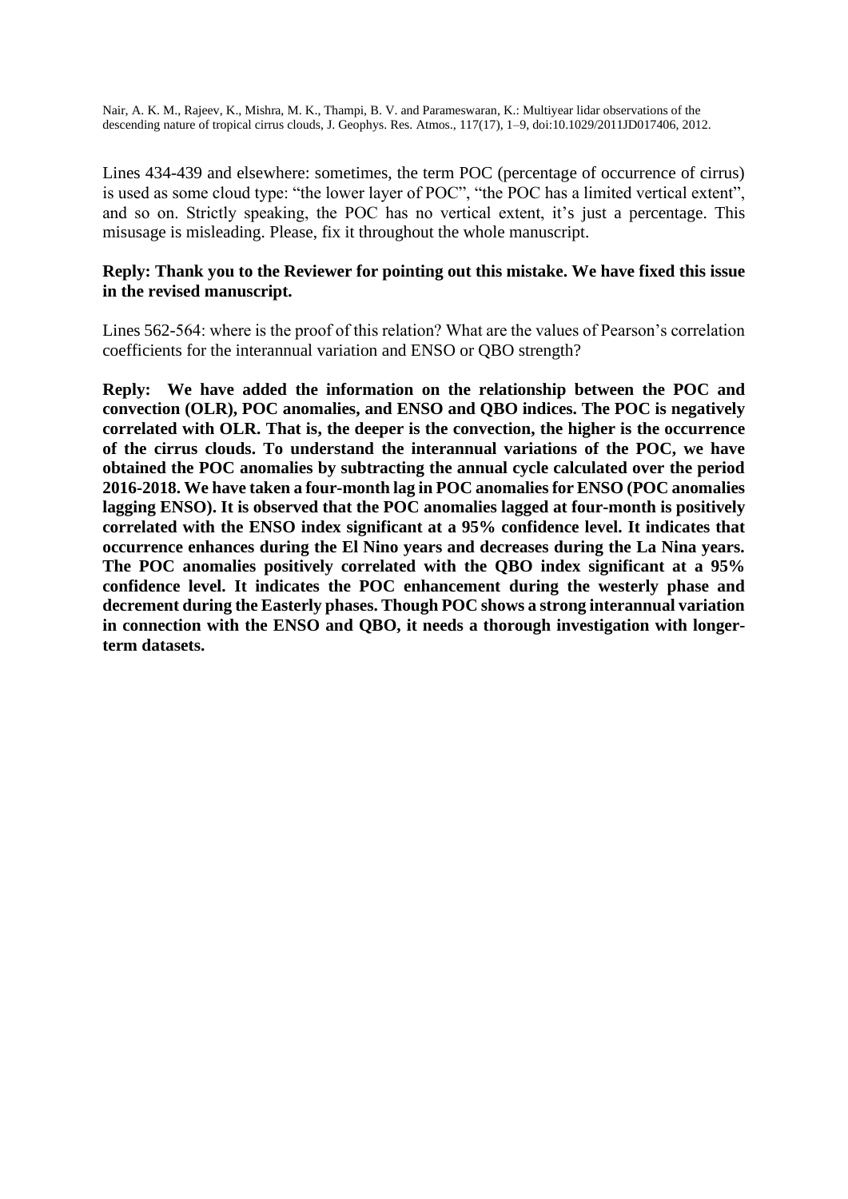Nair, A. K. M., Rajeev, K., Mishra, M. K., Thampi, B. V. and Parameswaran, K.: Multiyear lidar observations of the descending nature of tropical cirrus clouds, J. Geophys. Res. Atmos., 117(17), 1–9, doi:10.1029/2011JD017406, 2012.

Lines 434-439 and elsewhere: sometimes, the term POC (percentage of occurrence of cirrus) is used as some cloud type: "the lower layer of POC", "the POC has a limited vertical extent", and so on. Strictly speaking, the POC has no vertical extent, it's just a percentage. This misusage is misleading. Please, fix it throughout the whole manuscript.

**Reply: Thank you to the Reviewer for pointing out this mistake. We have fixed this issue in the revised manuscript.**

Lines 562-564: where is the proof of this relation? What are the values of Pearson's correlation coefficients for the interannual variation and ENSO or QBO strength?

**Reply: We have added the information on the relationship between the POC and convection (OLR), POC anomalies, and ENSO and QBO indices. The POC is negatively correlated with OLR. That is, the deeper is the convection, the higher is the occurrence of the cirrus clouds. To understand the interannual variations of the POC, we have obtained the POC anomalies by subtracting the annual cycle calculated over the period 2016-2018. We have taken a four-month lag in POC anomalies for ENSO (POC anomalies lagging ENSO). It is observed that the POC anomalies lagged at four-month is positively correlated with the ENSO index significant at a 95% confidence level. It indicates that occurrence enhances during the El Nino years and decreases during the La Nina years. The POC anomalies positively correlated with the QBO index significant at a 95% confidence level. It indicates the POC enhancement during the westerly phase and decrement during the Easterly phases. Though POC shows a strong interannual variation in connection with the ENSO and QBO, it needs a thorough investigation with longer-term datasets.**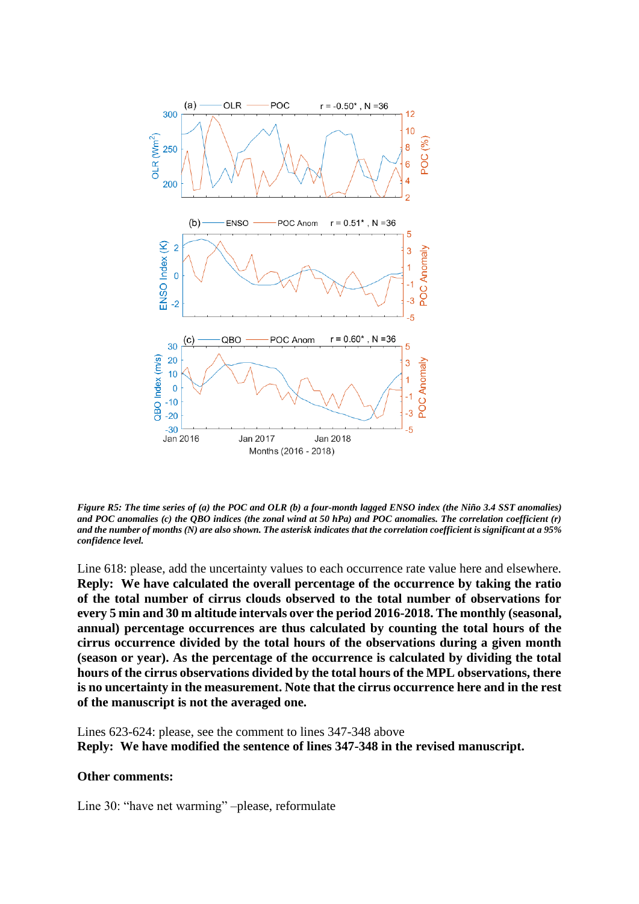*Figure R5: The time series of (a) the POC and OLR (b) a four-month lagged ENSO index (the Niño 3.4 SST anomalies) and POC anomalies (c) the QBO indices (the zonal wind at 50 hPa) and POC anomalies. The correlation coefficient (r) and the number of months (N) are also shown. The asterisk indicates that the correlation coefficient is significant at a 95% confidence level.*

Line 618: please, add the uncertainty values to each occurrence rate value here and elsewhere.
**Reply: We have calculated the overall percentage of the occurrence by taking the ratio of the total number of cirrus clouds observed to the total number of observations for every 5 min and 30 m altitude intervals over the period 2016-2018. The monthly (seasonal, annual) percentage occurrences are thus calculated by counting the total hours of the cirrus occurrence divided by the total hours of the observations during a given month (season or year). As the percentage of the occurrence is calculated by dividing the total hours of the cirrus observations divided by the total hours of the MPL observations, there is no uncertainty in the measurement. Note that the cirrus occurrence here and in the rest of the manuscript is not the averaged one.**

Lines 623-624: please, see the comment to lines 347-348 above
**Reply: We have modified the sentence of lines 347-348 in the revised manuscript.**

**Other comments:**

Line 30: "have net warming" –please, reformulate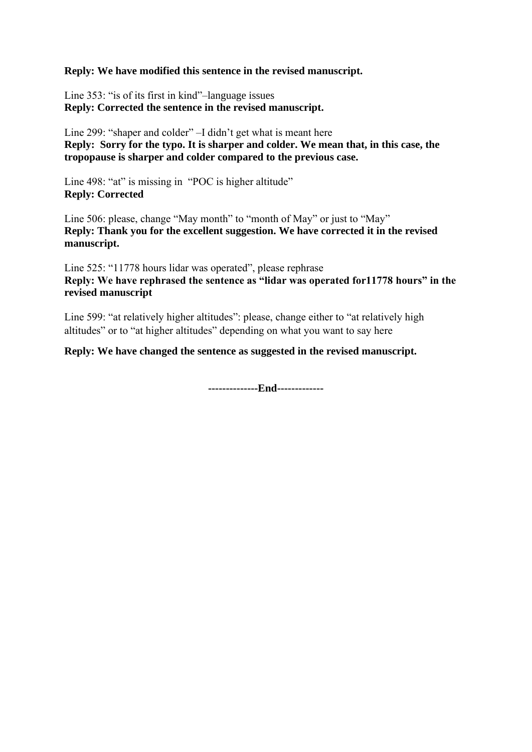**Reply: We have modified this sentence in the revised manuscript.**

Line 353: "is of its first in kind"–language issues
**Reply: Corrected the sentence in the revised manuscript.**

Line 299: "shaper and colder" –I didn't get what is meant here
**Reply: Sorry for the typo. It is sharper and colder. We mean that, in this case, the tropopause is sharper and colder compared to the previous case.**

Line 498: "at" is missing in "POC is higher altitude"
**Reply: Corrected**

Line 506: please, change "May month" to "month of May" or just to "May"
**Reply: Thank you for the excellent suggestion. We have corrected it in the revised manuscript.**

Line 525: "11778 hours lidar was operated", please rephrase
**Reply: We have rephrased the sentence as "lidar was operated for11778 hours" in the revised manuscript**

Line 599: "at relatively higher altitudes": please, change either to "at relatively high altitudes" or to "at higher altitudes" depending on what you want to say here

**Reply: We have changed the sentence as suggested in the revised manuscript.**

**--------------End-------------**